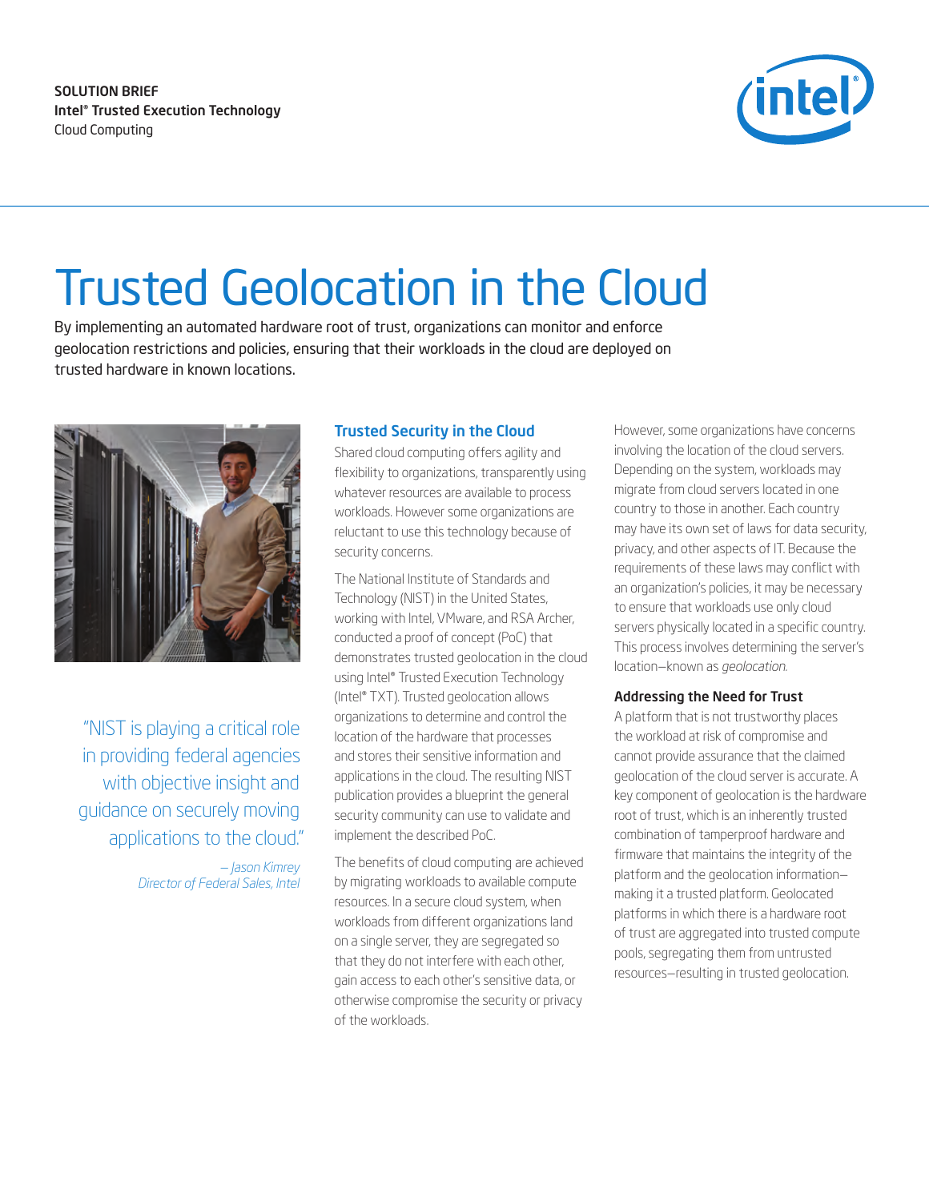SOLUTION BRIEF
**Intel® Trusted Execution Technology**
Cloud Computing

# Trusted Geolocation in the Cloud

By implementing an automated hardware root of trust, organizations can monitor and enforce geolocation restrictions and policies, ensuring that their workloads in the cloud are deployed on trusted hardware in known locations.

"NIST is playing a critical role in providing federal agencies with objective insight and guidance on securely moving applications to the cloud."

*– Jason Kimrey*
*Director of Federal Sales, Intel*

## Trusted Security in the Cloud

Shared cloud computing offers agility and flexibility to organizations, transparently using whatever resources are available to process workloads. However some organizations are reluctant to use this technology because of security concerns.

The National Institute of Standards and Technology (NIST) in the United States, working with Intel, VMware, and RSA Archer, conducted a proof of concept (PoC) that demonstrates trusted geolocation in the cloud using Intel® Trusted Execution Technology (Intel® TXT). Trusted geolocation allows organizations to determine and control the location of the hardware that processes and stores their sensitive information and applications in the cloud. The resulting NIST publication provides a blueprint the general security community can use to validate and implement the described PoC.

The benefits of cloud computing are achieved by migrating workloads to available compute resources. In a secure cloud system, when workloads from different organizations land on a single server, they are segregated so that they do not interfere with each other, gain access to each other's sensitive data, or otherwise compromise the security or privacy of the workloads.

However, some organizations have concerns involving the location of the cloud servers. Depending on the system, workloads may migrate from cloud servers located in one country to those in another. Each country may have its own set of laws for data security, privacy, and other aspects of IT. Because the requirements of these laws may conflict with an organization's policies, it may be necessary to ensure that workloads use only cloud servers physically located in a specific country. This process involves determining the server's location—known as *geolocation*.

### Addressing the Need for Trust

A platform that is not trustworthy places the workload at risk of compromise and cannot provide assurance that the claimed geolocation of the cloud server is accurate. A key component of geolocation is the hardware root of trust, which is an inherently trusted combination of tamperproof hardware and firmware that maintains the integrity of the platform and the geolocation information—making it a trusted platform. Geolocated platforms in which there is a hardware root of trust are aggregated into trusted compute pools, segregating them from untrusted resources—resulting in trusted geolocation.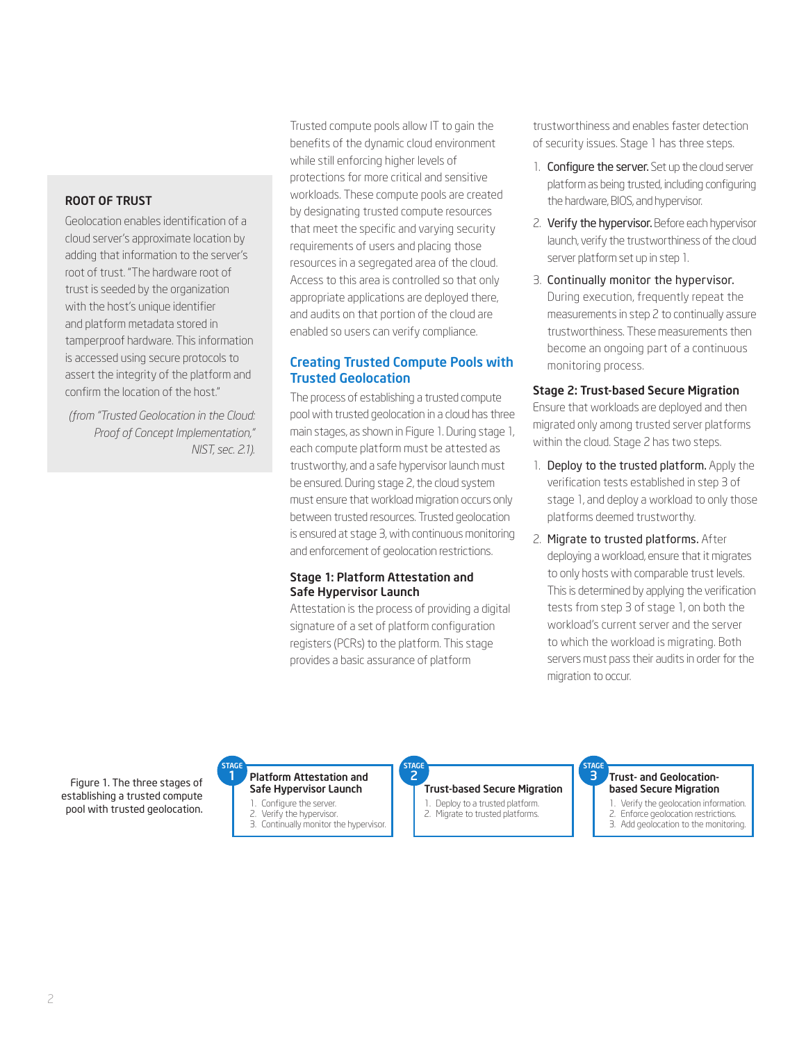### ROOT OF TRUST

Geolocation enables identification of a cloud server's approximate location by adding that information to the server's root of trust. "The hardware root of trust is seeded by the organization with the host's unique identifier and platform metadata stored in tamperproof hardware. This information is accessed using secure protocols to assert the integrity of the platform and confirm the location of the host."

*(from "Trusted Geolocation in the Cloud: Proof of Concept Implementation," NIST, sec. 2.1).*

Trusted compute pools allow IT to gain the benefits of the dynamic cloud environment while still enforcing higher levels of protections for more critical and sensitive workloads. These compute pools are created by designating trusted compute resources that meet the specific and varying security requirements of users and placing those resources in a segregated area of the cloud. Access to this area is controlled so that only appropriate applications are deployed there, and audits on that portion of the cloud are enabled so users can verify compliance.

## Creating Trusted Compute Pools with Trusted Geolocation

The process of establishing a trusted compute pool with trusted geolocation in a cloud has three main stages, as shown in Figure 1. During stage 1, each compute platform must be attested as trustworthy, and a safe hypervisor launch must be ensured. During stage 2, the cloud system must ensure that workload migration occurs only between trusted resources. Trusted geolocation is ensured at stage 3, with continuous monitoring and enforcement of geolocation restrictions.

### Stage 1: Platform Attestation and Safe Hypervisor Launch

Attestation is the process of providing a digital signature of a set of platform configuration registers (PCRs) to the platform. This stage provides a basic assurance of platform trustworthiness and enables faster detection of security issues. Stage 1 has three steps.

1. **Configure the server.** Set up the cloud server platform as being trusted, including configuring the hardware, BIOS, and hypervisor.
2. **Verify the hypervisor.** Before each hypervisor launch, verify the trustworthiness of the cloud server platform set up in step 1.
3. **Continually monitor the hypervisor.** During execution, frequently repeat the measurements in step 2 to continually assure trustworthiness. These measurements then become an ongoing part of a continuous monitoring process.

### Stage 2: Trust-based Secure Migration

Ensure that workloads are deployed and then migrated only among trusted server platforms within the cloud. Stage 2 has two steps.

1. **Deploy to the trusted platform.** Apply the verification tests established in step 3 of stage 1, and deploy a workload to only those platforms deemed trustworthy.
2. **Migrate to trusted platforms.** After deploying a workload, ensure that it migrates to only hosts with comparable trust levels. This is determined by applying the verification tests from step 3 of stage 1, on both the workload's current server and the server to which the workload is migrating. Both servers must pass their audits in order for the migration to occur.

**STAGE 1 — Platform Attestation and Safe Hypervisor Launch**

1. Configure the server.
2. Verify the hypervisor.
3. Continually monitor the hypervisor.

**STAGE 2 — Trust-based Secure Migration**

1. Deploy to a trusted platform.
2. Migrate to trusted platforms.

**STAGE 3 — Trust- and Geolocation-based Secure Migration**

1. Verify the geolocation information.
2. Enforce geolocation restrictions.
3. Add geolocation to the monitoring.

Figure 1. The three stages of establishing a trusted compute pool with trusted geolocation.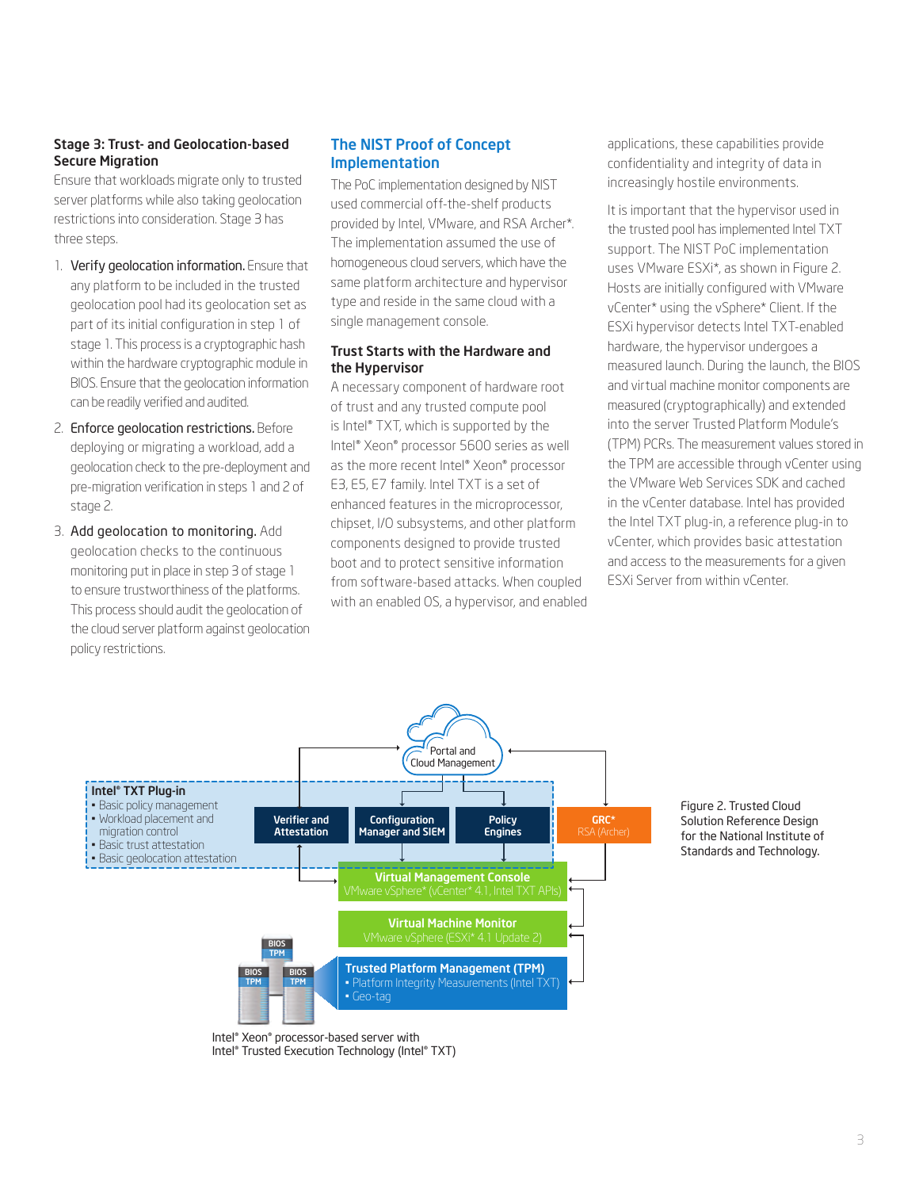### Stage 3: Trust- and Geolocation-based Secure Migration

Ensure that workloads migrate only to trusted server platforms while also taking geolocation restrictions into consideration. Stage 3 has three steps.

1. **Verify geolocation information.** Ensure that any platform to be included in the trusted geolocation pool had its geolocation set as part of its initial configuration in step 1 of stage 1. This process is a cryptographic hash within the hardware cryptographic module in BIOS. Ensure that the geolocation information can be readily verified and audited.
2. **Enforce geolocation restrictions.** Before deploying or migrating a workload, add a geolocation check to the pre-deployment and pre-migration verification in steps 1 and 2 of stage 2.
3. **Add geolocation to monitoring.** Add geolocation checks to the continuous monitoring put in place in step 3 of stage 1 to ensure trustworthiness of the platforms. This process should audit the geolocation of the cloud server platform against geolocation policy restrictions.

## The NIST Proof of Concept Implementation

The PoC implementation designed by NIST used commercial off-the-shelf products provided by Intel, VMware, and RSA Archer*. The implementation assumed the use of homogeneous cloud servers, which have the same platform architecture and hypervisor type and reside in the same cloud with a single management console.

### Trust Starts with the Hardware and the Hypervisor

A necessary component of hardware root of trust and any trusted compute pool is Intel® TXT, which is supported by the Intel® Xeon® processor 5600 series as well as the more recent Intel® Xeon® processor E3, E5, E7 family. Intel TXT is a set of enhanced features in the microprocessor, chipset, I/O subsystems, and other platform components designed to provide trusted boot and to protect sensitive information from software-based attacks. When coupled with an enabled OS, a hypervisor, and enabled applications, these capabilities provide confidentiality and integrity of data in increasingly hostile environments.

It is important that the hypervisor used in the trusted pool has implemented Intel TXT support. The NIST PoC implementation uses VMware ESXi*, as shown in Figure 2. Hosts are initially configured with VMware vCenter* using the vSphere* Client. If the ESXi hypervisor detects Intel TXT-enabled hardware, the hypervisor undergoes a measured launch. During the launch, the BIOS and virtual machine monitor components are measured (cryptographically) and extended into the server Trusted Platform Module's (TPM) PCRs. The measurement values stored in the TPM are accessible through vCenter using the VMware Web Services SDK and cached in the vCenter database. Intel has provided the Intel TXT plug-in, a reference plug-in to vCenter, which provides basic attestation and access to the measurements for a given ESXi Server from within vCenter.

Portal and Cloud Management

**Intel® TXT Plug-in**
- Basic policy management
- Workload placement and migration control
- Basic trust attestation
- Basic geolocation attestation

Verifier and Attestation | Configuration Manager and SIEM | Policy Engines | GRC* RSA (Archer)

**Virtual Management Console** VMware vSphere* (vCenter* 4.1, Intel TXT APIs)

**Virtual Machine Monitor** VMware vSphere (ESXi* 4.1 Update 2)

**Trusted Platform Management (TPM)**
- Platform Integrity Measurements (Intel TXT)
- Geo-tag

BIOS TPM

Intel® Xeon® processor-based server with Intel® Trusted Execution Technology (Intel® TXT)

Figure 2. Trusted Cloud Solution Reference Design for the National Institute of Standards and Technology.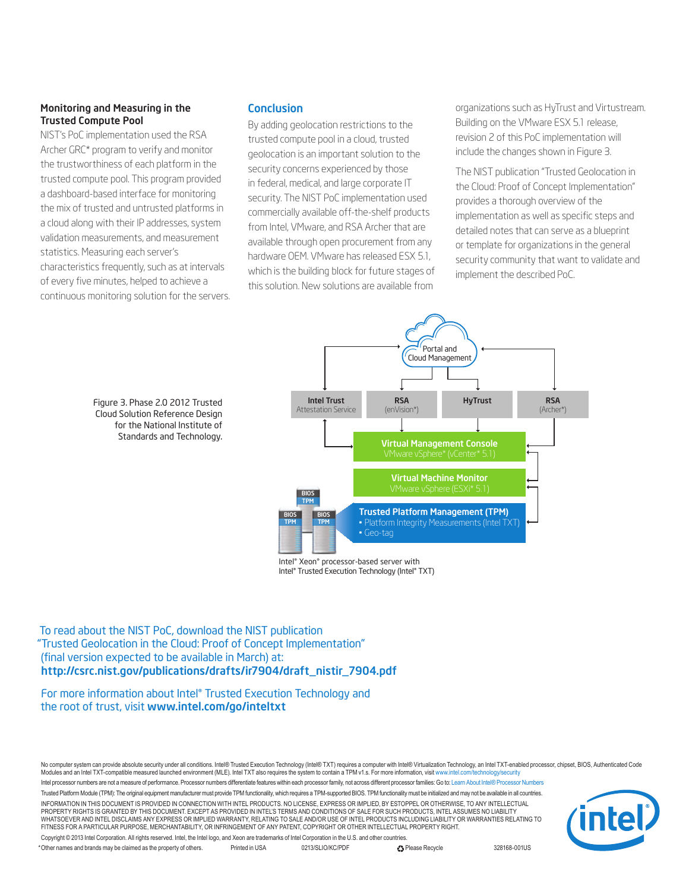### Monitoring and Measuring in the Trusted Compute Pool

NIST's PoC implementation used the RSA Archer GRC* program to verify and monitor the trustworthiness of each platform in the trusted compute pool. This program provided a dashboard-based interface for monitoring the mix of trusted and untrusted platforms in a cloud along with their IP addresses, system validation measurements, and measurement statistics. Measuring each server's characteristics frequently, such as at intervals of every five minutes, helped to achieve a continuous monitoring solution for the servers.

## Conclusion

By adding geolocation restrictions to the trusted compute pool in a cloud, trusted geolocation is an important solution to the security concerns experienced by those in federal, medical, and large corporate IT security. The NIST PoC implementation used commercially available off-the-shelf products from Intel, VMware, and RSA Archer that are available through open procurement from any hardware OEM. VMware has released ESX 5.1, which is the building block for future stages of this solution. New solutions are available from organizations such as HyTrust and Virtustream. Building on the VMware ESX 5.1 release, revision 2 of this PoC implementation will include the changes shown in Figure 3.

The NIST publication "Trusted Geolocation in the Cloud: Proof of Concept Implementation" provides a thorough overview of the implementation as well as specific steps and detailed notes that can serve as a blueprint or template for organizations in the general security community that want to validate and implement the described PoC.

Figure 3. Phase 2.0 2012 Trusted Cloud Solution Reference Design for the National Institute of Standards and Technology.

Portal and Cloud Management

Intel Trust Attestation Service

RSA (enVision*)

HyTrust

RSA (Archer*)

Virtual Management Console
VMware vSphere* (vCenter* 5.1)

Virtual Machine Monitor
VMware vSphere (ESXi* 5.1)

Trusted Platform Management (TPM)
- Platform Integrity Measurements (Intel TXT)
- Geo-tag

BIOS TPM

Intel® Xeon® processor-based server with Intel® Trusted Execution Technology (Intel® TXT)

To read about the NIST PoC, download the NIST publication "Trusted Geolocation in the Cloud: Proof of Concept Implementation" (final version expected to be available in March) at:
**http://csrc.nist.gov/publications/drafts/ir7904/draft_nistir_7904.pdf**

For more information about Intel® Trusted Execution Technology and the root of trust, visit **www.intel.com/go/inteltxt**

No computer system can provide absolute security under all conditions. Intel® Trusted Execution Technology (Intel® TXT) requires a computer with Intel® Virtualization Technology, an Intel TXT-enabled processor, chipset, BIOS, Authenticated Code Modules and an Intel TXT-compatible measured launched environment (MLE). Intel TXT also requires the system to contain a TPM v1.s. For more information, visit www.intel.com/technology/security

Intel processor numbers are not a measure of performance. Processor numbers differentiate features within each processor family, not across different processor families: Go to: Learn About Intel® Processor Numbers

Trusted Platform Module (TPM): The original equipment manufacturer must provide TPM functionality, which requires a TPM-supported BIOS. TPM functionality must be initialized and may not be available in all countries.

INFORMATION IN THIS DOCUMENT IS PROVIDED IN CONNECTION WITH INTEL PRODUCTS. NO LICENSE, EXPRESS OR IMPLIED, BY ESTOPPEL OR OTHERWISE, TO ANY INTELLECTUAL PROPERTY RIGHTS IS GRANTED BY THIS DOCUMENT. EXCEPT AS PROVIDED IN INTEL'S TERMS AND CONDITIONS OF SALE FOR SUCH PRODUCTS, INTEL ASSUMES NO LIABILITY WHATSOEVER AND INTEL DISCLAIMS ANY EXPRESS OR IMPLIED WARRANTY, RELATING TO SALE AND/OR USE OF INTEL PRODUCTS INCLUDING LIABILITY OR WARRANTIES RELATING TO FITNESS FOR A PARTICULAR PURPOSE, MERCHANTABILITY, OR INFRINGEMENT OF ANY PATENT, COPYRIGHT OR OTHER INTELLECTUAL PROPERTY RIGHT.

Copyright © 2013 Intel Corporation. All rights reserved. Intel, the Intel logo, and Xeon are trademarks of Intel Corporation in the U.S. and other countries.

*Other names and brands may be claimed as the property of others. Printed in USA 0213/SLIO/KC/PDF Please Recycle 328168-001US